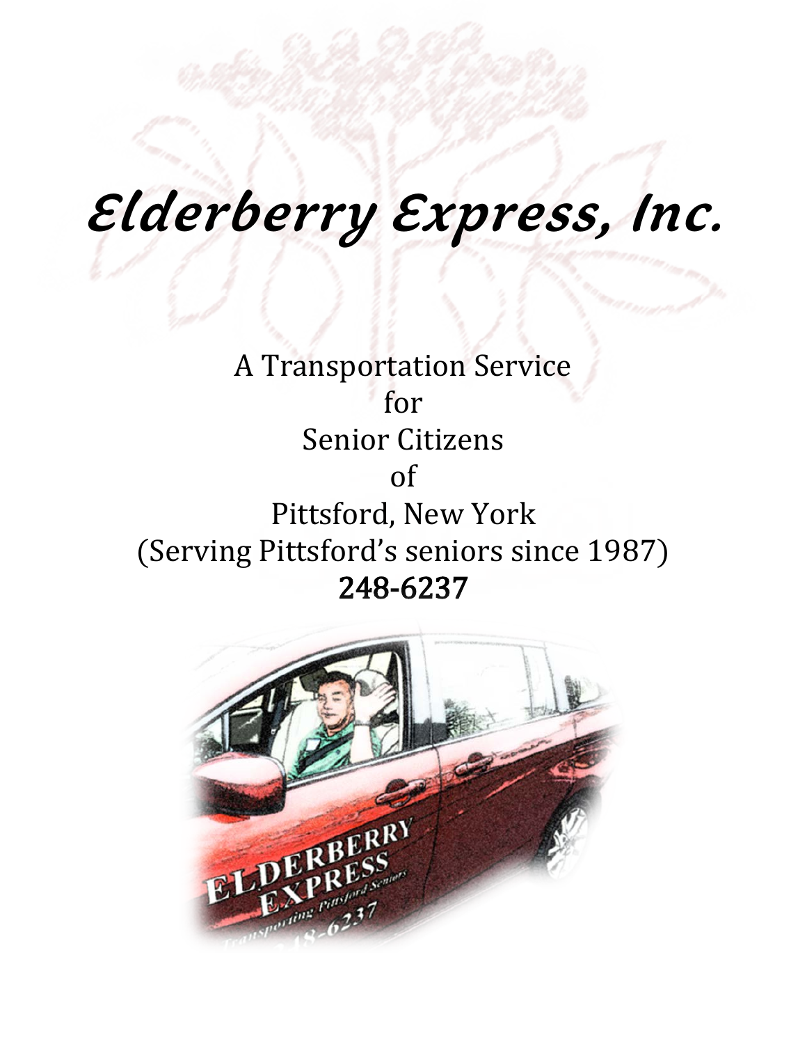# Elderberry Express, Inc.

A Transportation Service
for
Senior Citizens
of
Pittsford, New York
(Serving Pittsford's seniors since 1987)

**248-6237**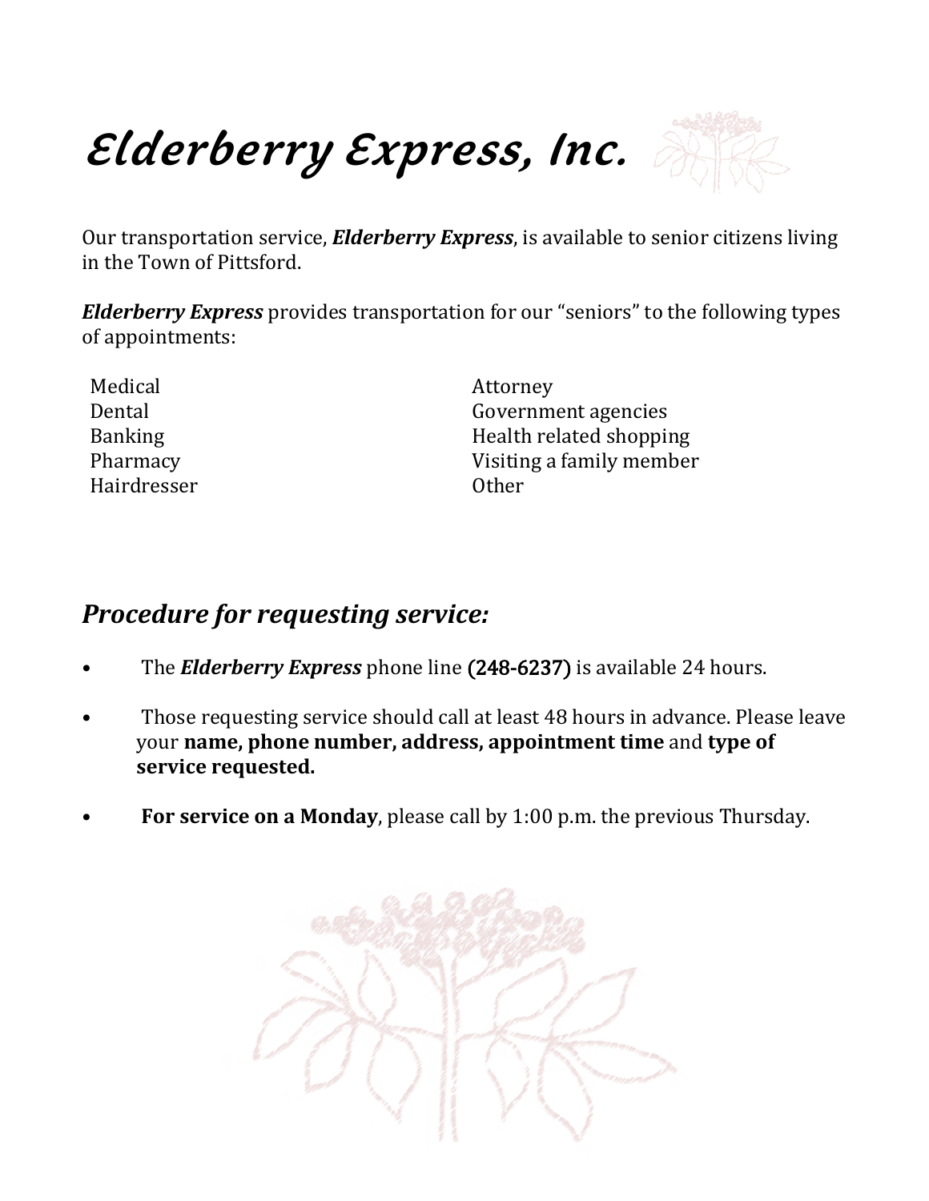# *Elderberry Express, Inc.*

Our transportation service, ***Elderberry Express***, is available to senior citizens living in the Town of Pittsford.

***Elderberry Express*** provides transportation for our "seniors" to the following types of appointments:

- Medical
- Dental
- Banking
- Pharmacy
- Hairdresser
- Attorney
- Government agencies
- Health related shopping
- Visiting a family member
- Other

## *Procedure for requesting service:*

- The ***Elderberry Express*** phone line (248-6237) is available 24 hours.
- Those requesting service should call at least 48 hours in advance. Please leave your **name, phone number, address, appointment time** and **type of service requested.**
- **For service on a Monday**, please call by 1:00 p.m. the previous Thursday.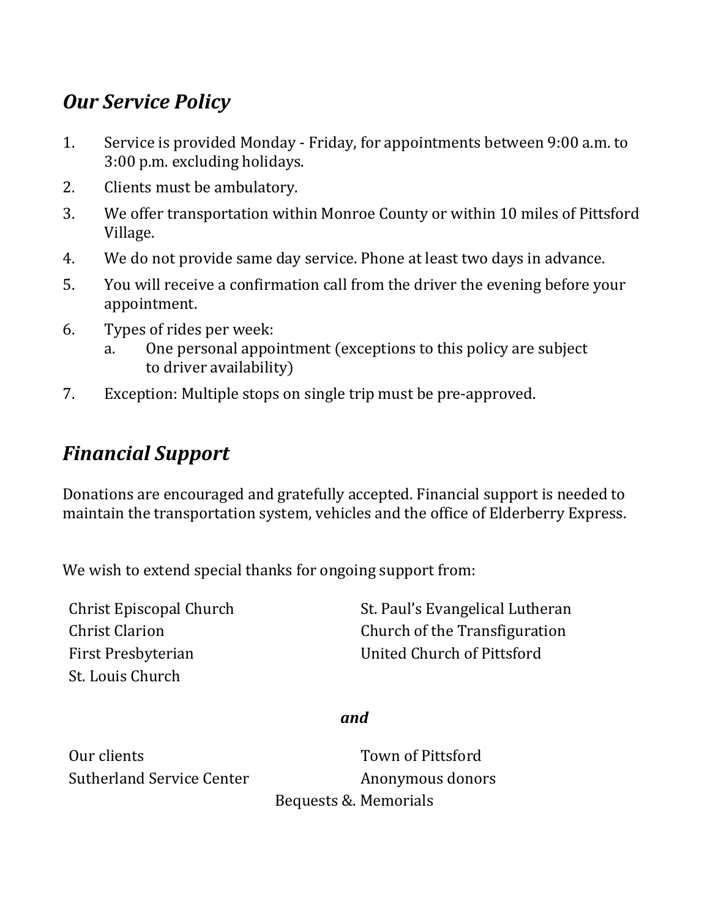## *Our Service Policy*

1. Service is provided Monday - Friday, for appointments between 9:00 a.m. to 3:00 p.m. excluding holidays.
2. Clients must be ambulatory.
3. We offer transportation within Monroe County or within 10 miles of Pittsford Village.
4. We do not provide same day service. Phone at least two days in advance.
5. You will receive a confirmation call from the driver the evening before your appointment.
6. Types of rides per week:
   a. One personal appointment (exceptions to this policy are subject to driver availability)
7. Exception: Multiple stops on single trip must be pre-approved.

## *Financial Support*

Donations are encouraged and gratefully accepted. Financial support is needed to maintain the transportation system, vehicles and the office of Elderberry Express.

We wish to extend special thanks for ongoing support from:

Christ Episcopal Church
Christ Clarion
First Presbyterian
St. Louis Church
St. Paul's Evangelical Lutheran
Church of the Transfiguration
United Church of Pittsford

***and***

Our clients
Sutherland Service Center
Town of Pittsford
Anonymous donors
Bequests &. Memorials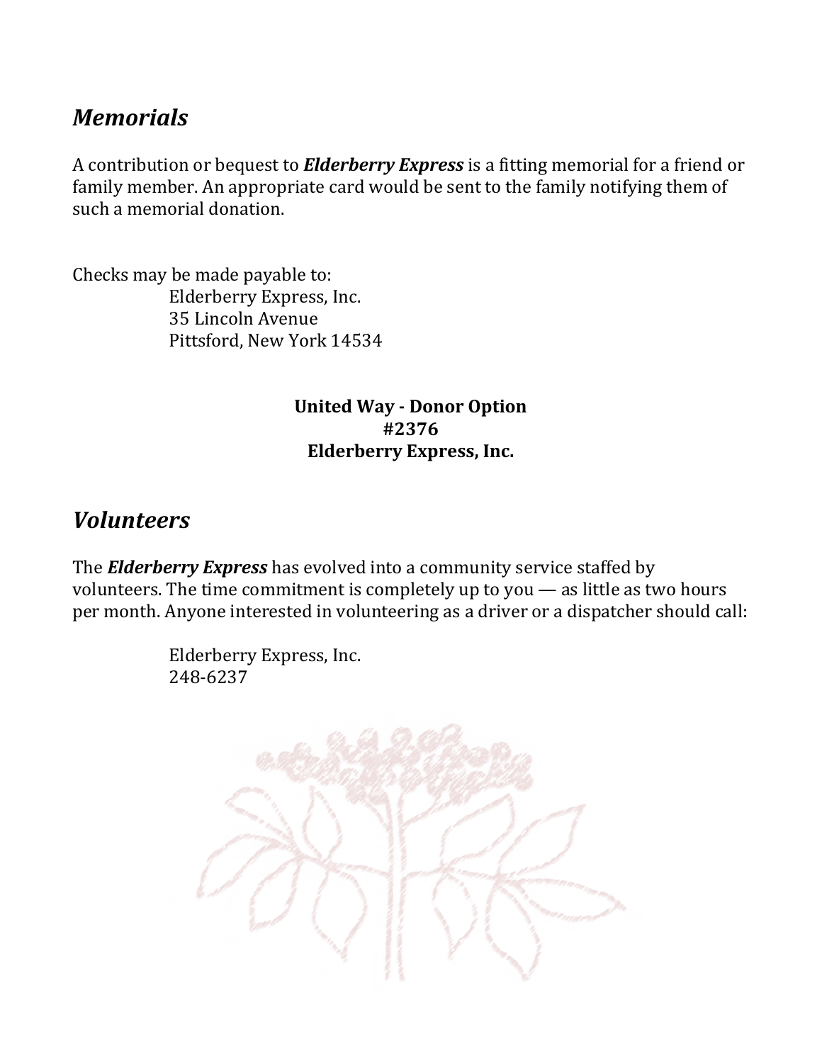## *Memorials*

A contribution or bequest to ***Elderberry Express*** is a fitting memorial for a friend or family member. An appropriate card would be sent to the family notifying them of such a memorial donation.

Checks may be made payable to:

Elderberry Express, Inc.
35 Lincoln Avenue
Pittsford, New York 14534

**United Way - Donor Option**
**#2376**
**Elderberry Express, Inc.**

## *Volunteers*

The ***Elderberry Express*** has evolved into a community service staffed by volunteers. The time commitment is completely up to you — as little as two hours per month. Anyone interested in volunteering as a driver or a dispatcher should call:

Elderberry Express, Inc.
248-6237